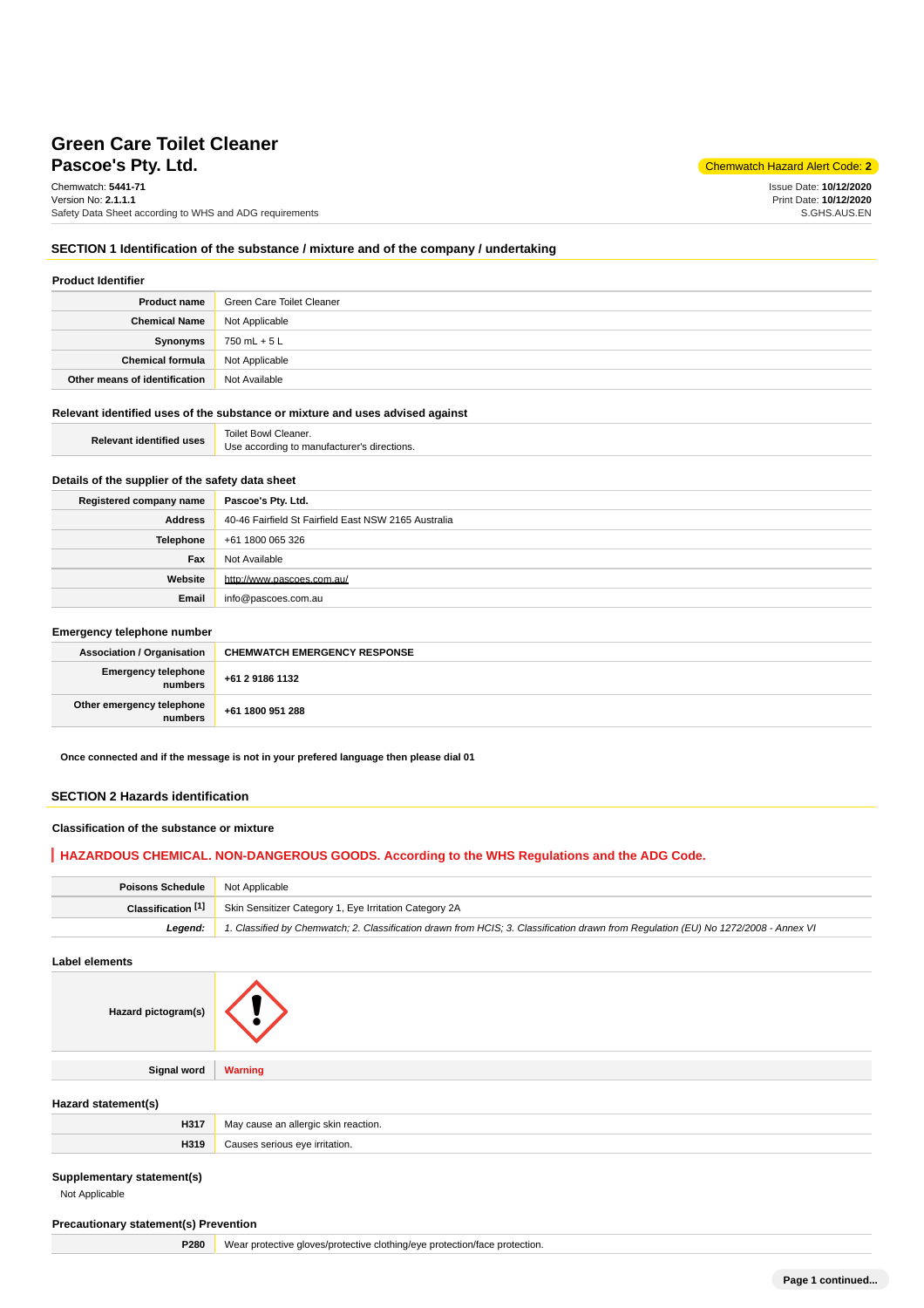# Green Care Toilet Cleaner
## Pascoe's Pty. Ltd.

Chemwatch Hazard Alert Code: **2**

Chemwatch: **5441-71**
Version No: **2.1.1.1**
Safety Data Sheet according to WHS and ADG requirements

Issue Date: **10/12/2020**
Print Date: **10/12/2020**
S.GHS.AUS.EN

## SECTION 1 Identification of the substance / mixture and of the company / undertaking

### Product Identifier

| | |
|---|---|
| **Product name** | Green Care Toilet Cleaner |
| **Chemical Name** | Not Applicable |
| **Synonyms** | 750 mL + 5 L |
| **Chemical formula** | Not Applicable |
| **Other means of identification** | Not Available |

### Relevant identified uses of the substance or mixture and uses advised against

| | |
|---|---|
| **Relevant identified uses** | Toilet Bowl Cleaner.<br>Use according to manufacturer's directions. |

### Details of the supplier of the safety data sheet

| | |
|---|---|
| **Registered company name** | **Pascoe's Pty. Ltd.** |
| **Address** | 40-46 Fairfield St Fairfield East NSW 2165 Australia |
| **Telephone** | +61 1800 065 326 |
| **Fax** | Not Available |
| **Website** | http://www.pascoes.com.au/ |
| **Email** | info@pascoes.com.au |

### Emergency telephone number

| | |
|---|---|
| **Association / Organisation** | **CHEMWATCH EMERGENCY RESPONSE** |
| **Emergency telephone numbers** | **+61 2 9186 1132** |
| **Other emergency telephone numbers** | **+61 1800 951 288** |

**Once connected and if the message is not in your prefered language then please dial 01**

## SECTION 2 Hazards identification

### Classification of the substance or mixture

**HAZARDOUS CHEMICAL. NON-DANGEROUS GOODS. According to the WHS Regulations and the ADG Code.**

| | |
|---|---|
| **Poisons Schedule** | Not Applicable |
| **Classification [1]** | Skin Sensitizer Category 1, Eye Irritation Category 2A |
| ***Legend:*** | *1. Classified by Chemwatch; 2. Classification drawn from HCIS; 3. Classification drawn from Regulation (EU) No 1272/2008 - Annex VI* |

### Label elements

| | |
|---|---|
| **Hazard pictogram(s)** | |
| **Signal word** | **Warning** |

### Hazard statement(s)

| | |
|---|---|
| **H317** | May cause an allergic skin reaction. |
| **H319** | Causes serious eye irritation. |

### Supplementary statement(s)

Not Applicable

### Precautionary statement(s) Prevention

| | |
|---|---|
| **P280** | Wear protective gloves/protective clothing/eye protection/face protection. |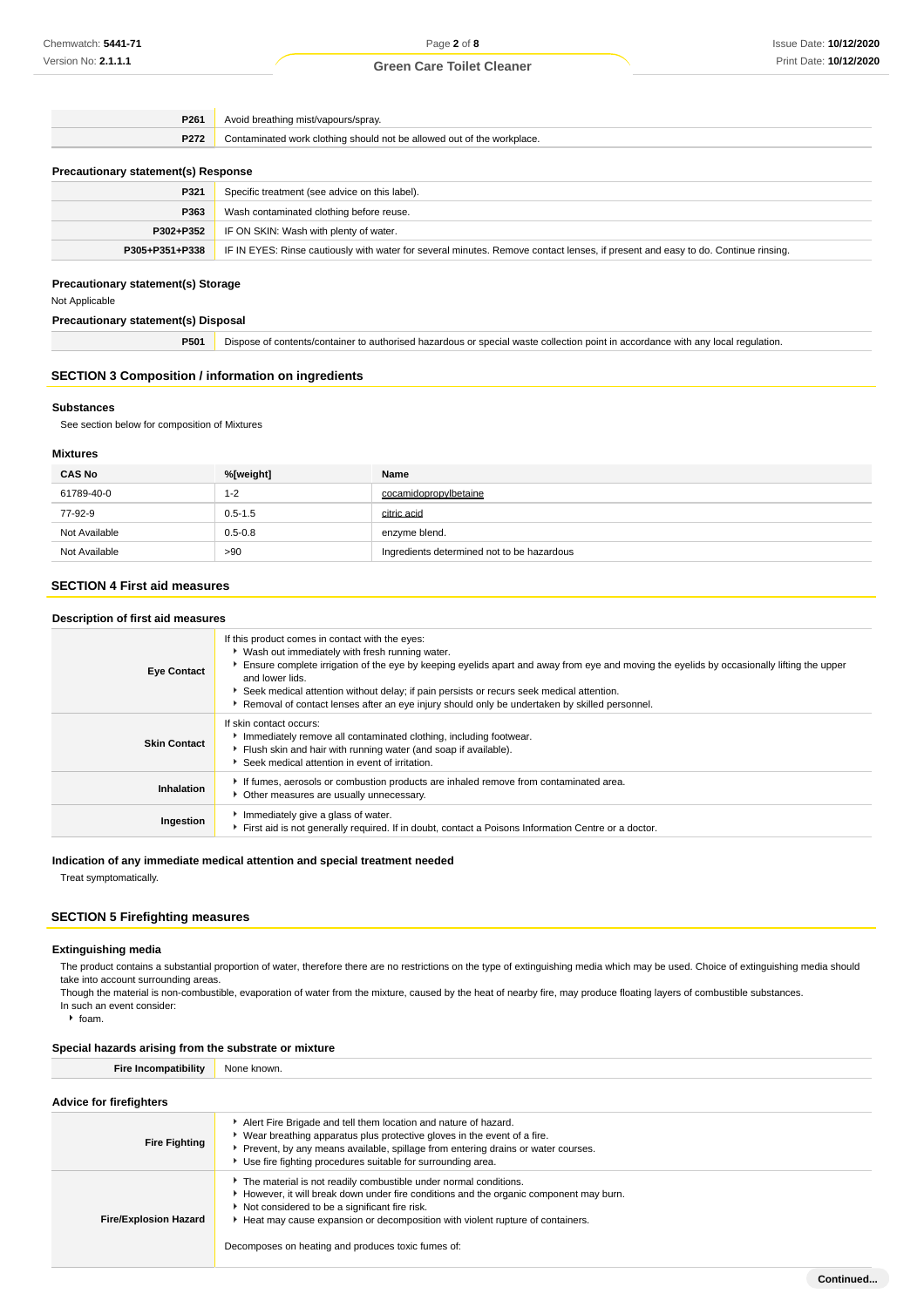| | |
|---|---|
| **P261** | Avoid breathing mist/vapours/spray. |
| **P272** | Contaminated work clothing should not be allowed out of the workplace. |

**Precautionary statement(s) Response**

| | |
|---|---|
| **P321** | Specific treatment (see advice on this label). |
| **P363** | Wash contaminated clothing before reuse. |
| **P302+P352** | IF ON SKIN: Wash with plenty of water. |
| **P305+P351+P338** | IF IN EYES: Rinse cautiously with water for several minutes. Remove contact lenses, if present and easy to do. Continue rinsing. |

**Precautionary statement(s) Storage**

Not Applicable

**Precautionary statement(s) Disposal**

| | |
|---|---|
| **P501** | Dispose of contents/container to authorised hazardous or special waste collection point in accordance with any local regulation. |

## SECTION 3 Composition / information on ingredients

### Substances

See section below for composition of Mixtures

### Mixtures

| CAS No | %[weight] | Name |
|---|---|---|
| 61789-40-0 | 1-2 | cocamidopropylbetaine |
| 77-92-9 | 0.5-1.5 | citric acid |
| Not Available | 0.5-0.8 | enzyme blend. |
| Not Available | >90 | Ingredients determined not to be hazardous |

## SECTION 4 First aid measures

### Description of first aid measures

| | |
|---|---|
| **Eye Contact** | If this product comes in contact with the eyes: <br>• Wash out immediately with fresh running water. <br>• Ensure complete irrigation of the eye by keeping eyelids apart and away from eye and moving the eyelids by occasionally lifting the upper and lower lids. <br>• Seek medical attention without delay; if pain persists or recurs seek medical attention. <br>• Removal of contact lenses after an eye injury should only be undertaken by skilled personnel. |
| **Skin Contact** | If skin contact occurs: <br>• Immediately remove all contaminated clothing, including footwear. <br>• Flush skin and hair with running water (and soap if available). <br>• Seek medical attention in event of irritation. |
| **Inhalation** | • If fumes, aerosols or combustion products are inhaled remove from contaminated area. <br>• Other measures are usually unnecessary. |
| **Ingestion** | • Immediately give a glass of water. <br>• First aid is not generally required. If in doubt, contact a Poisons Information Centre or a doctor. |

### Indication of any immediate medical attention and special treatment needed

Treat symptomatically.

## SECTION 5 Firefighting measures

### Extinguishing media

The product contains a substantial proportion of water, therefore there are no restrictions on the type of extinguishing media which may be used. Choice of extinguishing media should take into account surrounding areas.
Though the material is non-combustible, evaporation of water from the mixture, caused by the heat of nearby fire, may produce floating layers of combustible substances.
In such an event consider:

- foam.

### Special hazards arising from the substrate or mixture

| | |
|---|---|
| **Fire Incompatibility** | None known. |

### Advice for firefighters

| | |
|---|---|
| **Fire Fighting** | • Alert Fire Brigade and tell them location and nature of hazard. <br>• Wear breathing apparatus plus protective gloves in the event of a fire. <br>• Prevent, by any means available, spillage from entering drains or water courses. <br>• Use fire fighting procedures suitable for surrounding area. |
| **Fire/Explosion Hazard** | • The material is not readily combustible under normal conditions. <br>• However, it will break down under fire conditions and the organic component may burn. <br>• Not considered to be a significant fire risk. <br>• Heat may cause expansion or decomposition with violent rupture of containers. <br><br>Decomposes on heating and produces toxic fumes of: |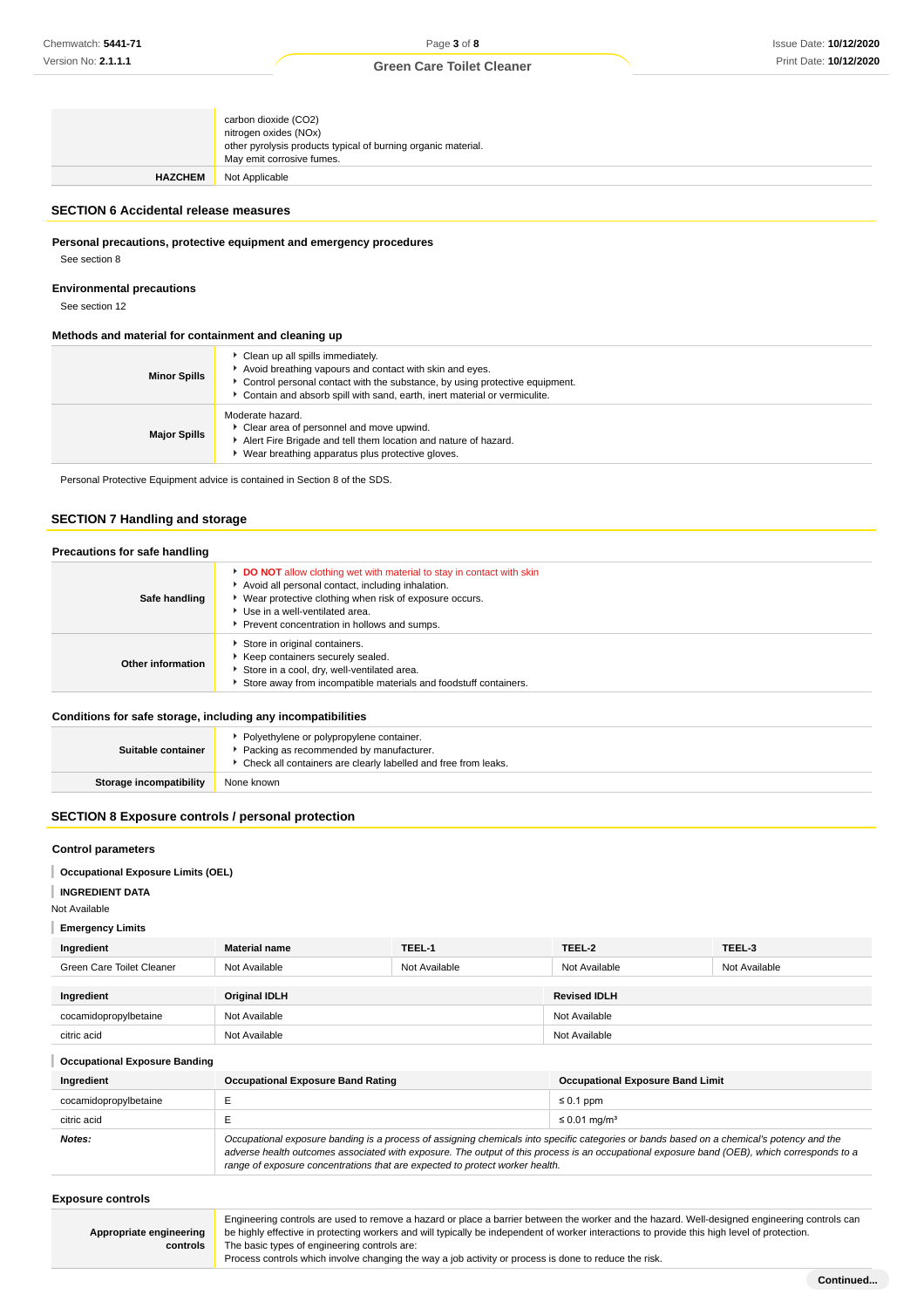| | |
|---|---|
| | carbon dioxide ($CO_2$)<br>nitrogen oxides (NOx)<br>other pyrolysis products typical of burning organic material.<br>May emit corrosive fumes. |
| **HAZCHEM** | Not Applicable |

## SECTION 6 Accidental release measures

### Personal precautions, protective equipment and emergency procedures

See section 8

### Environmental precautions

See section 12

### Methods and material for containment and cleaning up

| | |
|---|---|
| **Minor Spills** | ▸ Clean up all spills immediately.<br>▸ Avoid breathing vapours and contact with skin and eyes.<br>▸ Control personal contact with the substance, by using protective equipment.<br>▸ Contain and absorb spill with sand, earth, inert material or vermiculite. |
| **Major Spills** | Moderate hazard.<br>▸ Clear area of personnel and move upwind.<br>▸ Alert Fire Brigade and tell them location and nature of hazard.<br>▸ Wear breathing apparatus plus protective gloves. |

Personal Protective Equipment advice is contained in Section 8 of the SDS.

## SECTION 7 Handling and storage

### Precautions for safe handling

| | |
|---|---|
| **Safe handling** | ▸ **DO NOT** allow clothing wet with material to stay in contact with skin<br>▸ Avoid all personal contact, including inhalation.<br>▸ Wear protective clothing when risk of exposure occurs.<br>▸ Use in a well-ventilated area.<br>▸ Prevent concentration in hollows and sumps. |
| **Other information** | ▸ Store in original containers.<br>▸ Keep containers securely sealed.<br>▸ Store in a cool, dry, well-ventilated area.<br>▸ Store away from incompatible materials and foodstuff containers. |

### Conditions for safe storage, including any incompatibilities

| | |
|---|---|
| **Suitable container** | ▸ Polyethylene or polypropylene container.<br>▸ Packing as recommended by manufacturer.<br>▸ Check all containers are clearly labelled and free from leaks. |
| **Storage incompatibility** | None known |

## SECTION 8 Exposure controls / personal protection

### Control parameters

**Occupational Exposure Limits (OEL)**

**INGREDIENT DATA**

Not Available

**Emergency Limits**

| Ingredient | Material name | TEEL-1 | TEEL-2 | TEEL-3 |
|---|---|---|---|---|
| Green Care Toilet Cleaner | Not Available | Not Available | Not Available | Not Available |

| Ingredient | Original IDLH | Revised IDLH |
|---|---|---|
| cocamidopropylbetaine | Not Available | Not Available |
| citric acid | Not Available | Not Available |

**Occupational Exposure Banding**

| Ingredient | Occupational Exposure Band Rating | Occupational Exposure Band Limit |
|---|---|---|
| cocamidopropylbetaine | E | ≤ 0.1 ppm |
| citric acid | E | ≤ 0.01 mg/m³ |
| ***Notes:*** | *Occupational exposure banding is a process of assigning chemicals into specific categories or bands based on a chemical's potency and the adverse health outcomes associated with exposure. The output of this process is an occupational exposure band (OEB), which corresponds to a range of exposure concentrations that are expected to protect worker health.* | |

### Exposure controls

| | |
|---|---|
| **Appropriate engineering controls** | Engineering controls are used to remove a hazard or place a barrier between the worker and the hazard. Well-designed engineering controls can be highly effective in protecting workers and will typically be independent of worker interactions to provide this high level of protection.<br>The basic types of engineering controls are:<br>Process controls which involve changing the way a job activity or process is done to reduce the risk. |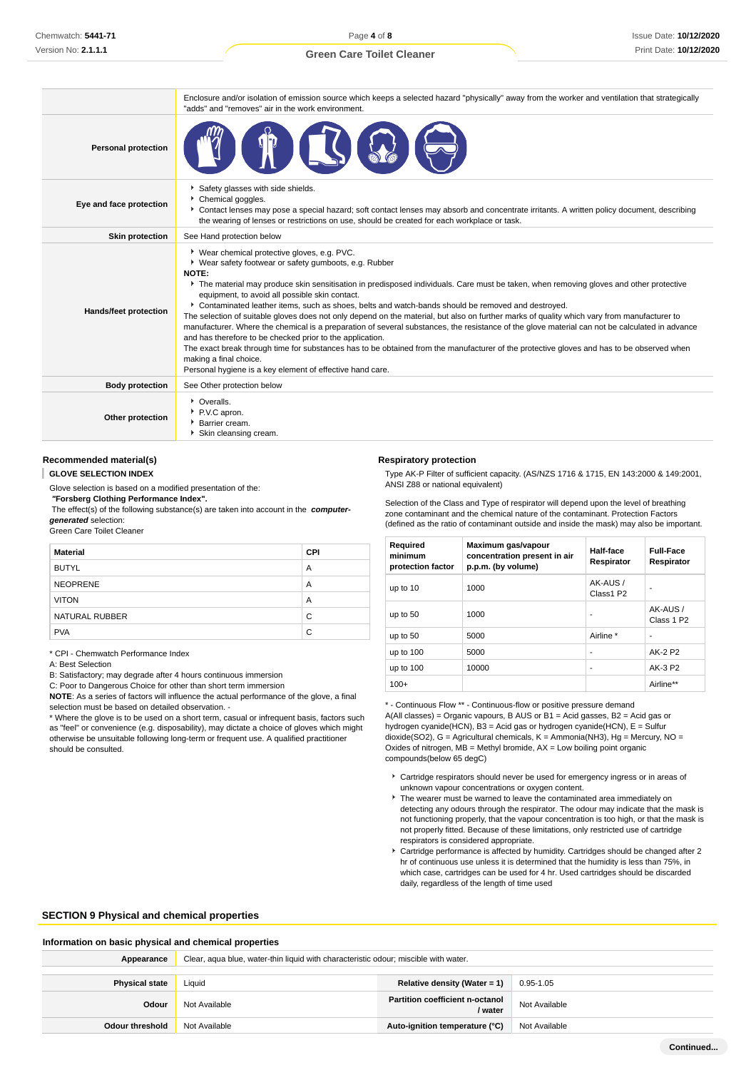| | |
|---|---|
| | Enclosure and/or isolation of emission source which keeps a selected hazard "physically" away from the worker and ventilation that strategically "adds" and "removes" air in the work environment. |
| **Personal protection** | |
| **Eye and face protection** | ▸ Safety glasses with side shields.<br>▸ Chemical goggles.<br>▸ Contact lenses may pose a special hazard; soft contact lenses may absorb and concentrate irritants. A written policy document, describing the wearing of lenses or restrictions on use, should be created for each workplace or task. |
| **Skin protection** | See Hand protection below |
| **Hands/feet protection** | ▸ Wear chemical protective gloves, e.g. PVC.<br>▸ Wear safety footwear or safety gumboots, e.g. Rubber<br>**NOTE:**<br>▸ The material may produce skin sensitisation in predisposed individuals. Care must be taken, when removing gloves and other protective equipment, to avoid all possible skin contact.<br>▸ Contaminated leather items, such as shoes, belts and watch-bands should be removed and destroyed.<br>The selection of suitable gloves does not only depend on the material, but also on further marks of quality which vary from manufacturer to manufacturer. Where the chemical is a preparation of several substances, the resistance of the glove material can not be calculated in advance and has therefore to be checked prior to the application.<br>The exact break through time for substances has to be obtained from the manufacturer of the protective gloves and has to be observed when making a final choice.<br>Personal hygiene is a key element of effective hand care. |
| **Body protection** | See Other protection below |
| **Other protection** | ▸ Overalls.<br>▸ P.V.C apron.<br>▸ Barrier cream.<br>▸ Skin cleansing cream. |

### Recommended material(s)

**GLOVE SELECTION INDEX**

Glove selection is based on a modified presentation of the:

***"Forsberg Clothing Performance Index".***

The effect(s) of the following substance(s) are taken into account in the ***computer-generated*** selection:

Green Care Toilet Cleaner

| Material | CPI |
|---|---|
| BUTYL | A |
| NEOPRENE | A |
| VITON | A |
| NATURAL RUBBER | C |
| PVA | C |

* CPI - Chemwatch Performance Index

A: Best Selection

B: Satisfactory; may degrade after 4 hours continuous immersion

C: Poor to Dangerous Choice for other than short term immersion

**NOTE**: As a series of factors will influence the actual performance of the glove, a final selection must be based on detailed observation. -

* Where the glove is to be used on a short term, casual or infrequent basis, factors such as "feel" or convenience (e.g. disposability), may dictate a choice of gloves which might otherwise be unsuitable following long-term or frequent use. A qualified practitioner should be consulted.

### Respiratory protection

Type AK-P Filter of sufficient capacity. (AS/NZS 1716 & 1715, EN 143:2000 & 149:2001, ANSI Z88 or national equivalent)

Selection of the Class and Type of respirator will depend upon the level of breathing zone contaminant and the chemical nature of the contaminant. Protection Factors (defined as the ratio of contaminant outside and inside the mask) may also be important.

| Required minimum protection factor | Maximum gas/vapour concentration present in air p.p.m. (by volume) | Half-face Respirator | Full-Face Respirator |
|---|---|---|---|
| up to 10 | 1000 | AK-AUS / Class1 P2 | - |
| up to 50 | 1000 | - | AK-AUS / Class 1 P2 |
| up to 50 | 5000 | Airline * | - |
| up to 100 | 5000 | - | AK-2 P2 |
| up to 100 | 10000 | - | AK-3 P2 |
| 100+ | | | Airline** |

* - Continuous Flow ** - Continuous-flow or positive pressure demand

A(All classes) = Organic vapours, B AUS or B1 = Acid gasses, B2 = Acid gas or hydrogen cyanide(HCN), B3 = Acid gas or hydrogen cyanide(HCN), E = Sulfur dioxide(SO2), G = Agricultural chemicals, K = Ammonia(NH3), Hg = Mercury, NO = Oxides of nitrogen, MB = Methyl bromide, AX = Low boiling point organic compounds(below 65 degC)

- Cartridge respirators should never be used for emergency ingress or in areas of unknown vapour concentrations or oxygen content.
- The wearer must be warned to leave the contaminated area immediately on detecting any odours through the respirator. The odour may indicate that the mask is not functioning properly, that the vapour concentration is too high, or that the mask is not properly fitted. Because of these limitations, only restricted use of cartridge respirators is considered appropriate.
- Cartridge performance is affected by humidity. Cartridges should be changed after 2 hr of continuous use unless it is determined that the humidity is less than 75%, in which case, cartridges can be used for 4 hr. Used cartridges should be discarded daily, regardless of the length of time used

## SECTION 9 Physical and chemical properties

### Information on basic physical and chemical properties

| | | | |
|---|---|---|---|
| **Appearance** | Clear, aqua blue, water-thin liquid with characteristic odour; miscible with water. | | |
| **Physical state** | Liquid | **Relative density (Water = 1)** | 0.95-1.05 |
| **Odour** | Not Available | **Partition coefficient n-octanol / water** | Not Available |
| **Odour threshold** | Not Available | **Auto-ignition temperature (°C)** | Not Available |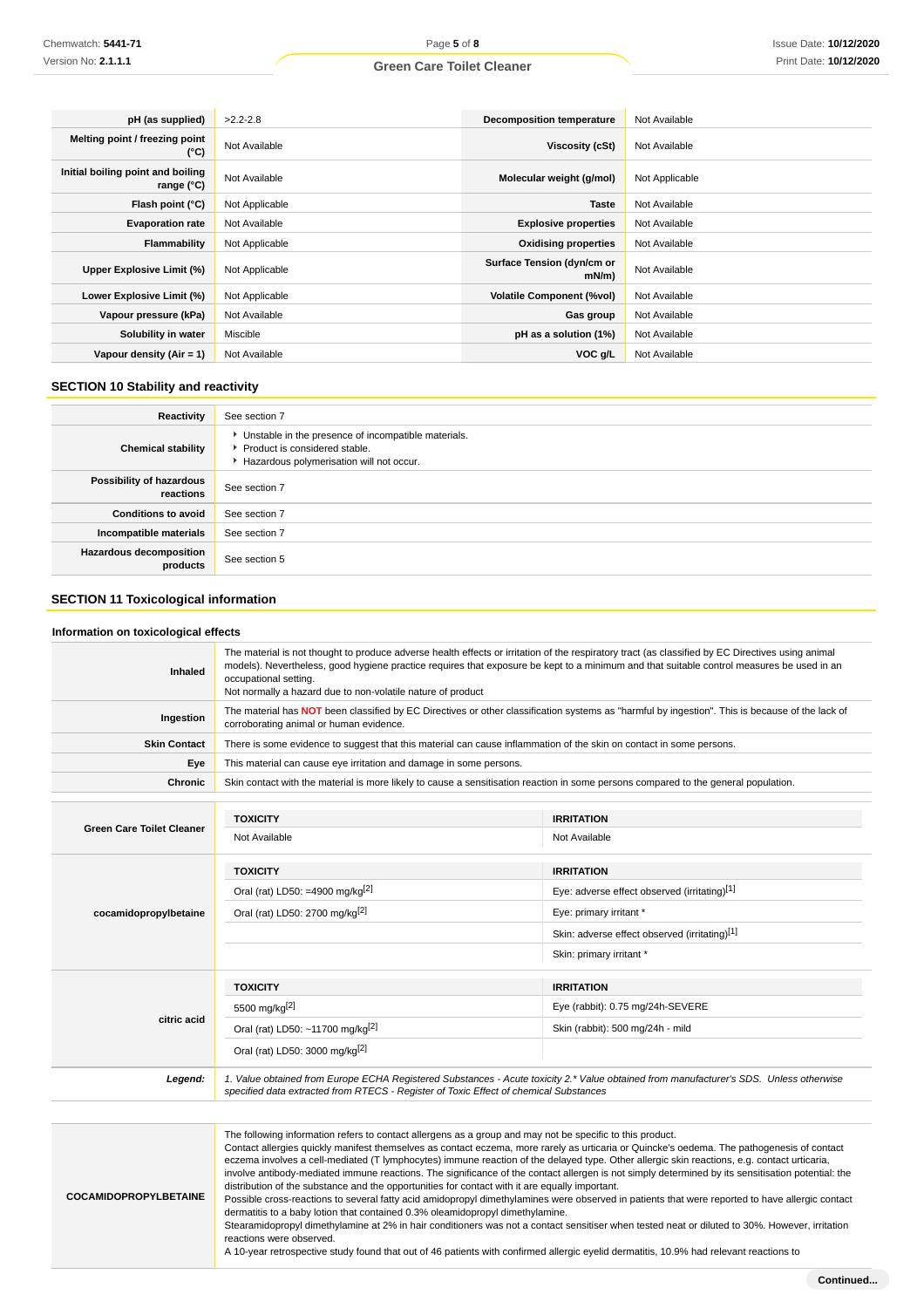| | | | |
|---|---|---|---|
| **pH (as supplied)** | >2.2-2.8 | **Decomposition temperature** | Not Available |
| **Melting point / freezing point (°C)** | Not Available | **Viscosity (cSt)** | Not Available |
| **Initial boiling point and boiling range (°C)** | Not Available | **Molecular weight (g/mol)** | Not Applicable |
| **Flash point (°C)** | Not Applicable | **Taste** | Not Available |
| **Evaporation rate** | Not Available | **Explosive properties** | Not Available |
| **Flammability** | Not Applicable | **Oxidising properties** | Not Available |
| **Upper Explosive Limit (%)** | Not Applicable | **Surface Tension (dyn/cm or mN/m)** | Not Available |
| **Lower Explosive Limit (%)** | Not Applicable | **Volatile Component (%vol)** | Not Available |
| **Vapour pressure (kPa)** | Not Available | **Gas group** | Not Available |
| **Solubility in water** | Miscible | **pH as a solution (1%)** | Not Available |
| **Vapour density (Air = 1)** | Not Available | **VOC g/L** | Not Available |

## SECTION 10 Stability and reactivity

| | |
|---|---|
| **Reactivity** | See section 7 |
| **Chemical stability** | ▸ Unstable in the presence of incompatible materials.<br>▸ Product is considered stable.<br>▸ Hazardous polymerisation will not occur. |
| **Possibility of hazardous reactions** | See section 7 |
| **Conditions to avoid** | See section 7 |
| **Incompatible materials** | See section 7 |
| **Hazardous decomposition products** | See section 5 |

## SECTION 11 Toxicological information

### Information on toxicological effects

| | |
|---|---|
| **Inhaled** | The material is not thought to produce adverse health effects or irritation of the respiratory tract (as classified by EC Directives using animal models). Nevertheless, good hygiene practice requires that exposure be kept to a minimum and that suitable control measures be used in an occupational setting.<br>Not normally a hazard due to non-volatile nature of product |
| **Ingestion** | The material has **NOT** been classified by EC Directives or other classification systems as "harmful by ingestion". This is because of the lack of corroborating animal or human evidence. |
| **Skin Contact** | There is some evidence to suggest that this material can cause inflammation of the skin on contact in some persons. |
| **Eye** | This material can cause eye irritation and damage in some persons. |
| **Chronic** | Skin contact with the material is more likely to cause a sensitisation reaction in some persons compared to the general population. |

| | TOXICITY | IRRITATION |
|---|---|---|
| **Green Care Toilet Cleaner** | Not Available | Not Available |
| **cocamidopropylbetaine** | Oral (rat) LD50: =4900 mg/kg[2] | Eye: adverse effect observed (irritating)[1] |
| | Oral (rat) LD50: 2700 mg/kg[2] | Eye: primary irritant * |
| | | Skin: adverse effect observed (irritating)[1] |
| | | Skin: primary irritant * |
| **citric acid** | 5500 mg/kg[2] | Eye (rabbit): 0.75 mg/24h-SEVERE |
| | Oral (rat) LD50: ~11700 mg/kg[2] | Skin (rabbit): 500 mg/24h - mild |
| | Oral (rat) LD50: 3000 mg/kg[2] | |
| ***Legend:*** | *1. Value obtained from Europe ECHA Registered Substances - Acute toxicity 2.* Value obtained from manufacturer's SDS. Unless otherwise specified data extracted from RTECS - Register of Toxic Effect of chemical Substances* | |

| | |
|---|---|
| **COCAMIDOPROPYLBETAINE** | The following information refers to contact allergens as a group and may not be specific to this product.<br>Contact allergies quickly manifest themselves as contact eczema, more rarely as urticaria or Quincke's oedema. The pathogenesis of contact eczema involves a cell-mediated (T lymphocytes) immune reaction of the delayed type. Other allergic skin reactions, e.g. contact urticaria, involve antibody-mediated immune reactions. The significance of the contact allergen is not simply determined by its sensitisation potential: the distribution of the substance and the opportunities for contact with it are equally important.<br>Possible cross-reactions to several fatty acid amidopropyl dimethylamines were observed in patients that were reported to have allergic contact dermatitis to a baby lotion that contained 0.3% oleamidopropyl dimethylamine.<br>Stearamidopropyl dimethylamine at 2% in hair conditioners was not a contact sensitiser when tested neat or diluted to 30%. However, irritation reactions were observed.<br>A 10-year retrospective study found that out of 46 patients with confirmed allergic eyelid dermatitis, 10.9% had relevant reactions to |

Continued...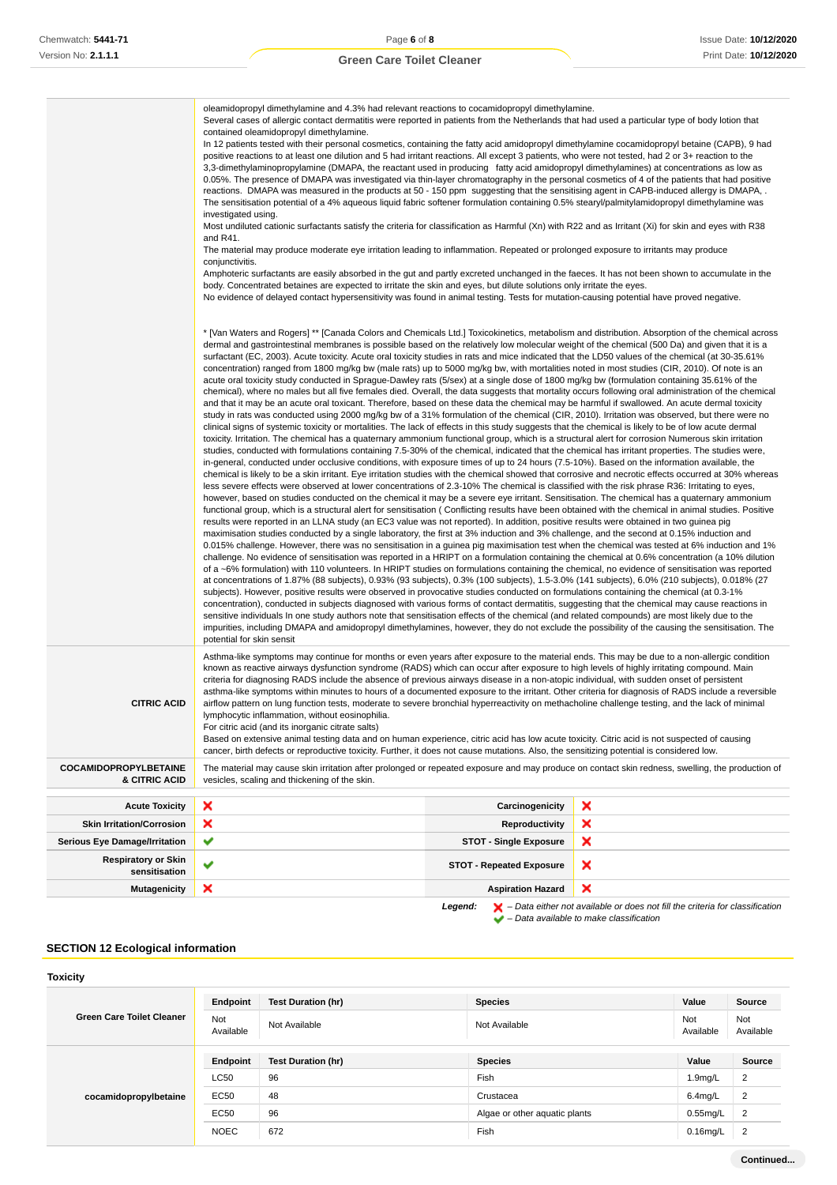| | |
|---|---|
| | oleamidopropyl dimethylamine and 4.3% had relevant reactions to cocamidopropyl dimethylamine.<br>Several cases of allergic contact dermatitis were reported in patients from the Netherlands that had used a particular type of body lotion that contained oleamidopropyl dimethylamine.<br>In 12 patients tested with their personal cosmetics, containing the fatty acid amidopropyl dimethylamine cocamidopropyl betaine (CAPB), 9 had positive reactions to at least one dilution and 5 had irritant reactions. All except 3 patients, who were not tested, had 2 or 3+ reaction to the 3,3-dimethylaminopropylamine (DMAPA, the reactant used in producing fatty acid amidopropyl dimethylamines) at concentrations as low as 0.05%. The presence of DMAPA was investigated via thin-layer chromatography in the personal cosmetics of 4 of the patients that had positive reactions. DMAPA was measured in the products at 50 - 150 ppm suggesting that the sensitising agent in CAPB-induced allergy is DMAPA, . The sensitisation potential of a 4% aqueous liquid fabric softener formulation containing 0.5% stearyl/palmitylamidopropyl dimethylamine was investigated using.<br>Most undiluted cationic surfactants satisfy the criteria for classification as Harmful (Xn) with R22 and as Irritant (Xi) for skin and eyes with R38 and R41.<br>The material may produce moderate eye irritation leading to inflammation. Repeated or prolonged exposure to irritants may produce conjunctivitis.<br>Amphoteric surfactants are easily absorbed in the gut and partly excreted unchanged in the faeces. It has not been shown to accumulate in the body. Concentrated betaines are expected to irritate the skin and eyes, but dilute solutions only irritate the eyes.<br>No evidence of delayed contact hypersensitivity was found in animal testing. Tests for mutation-causing potential have proved negative.<br><br>* [Van Waters and Rogers] ** [Canada Colors and Chemicals Ltd.] Toxicokinetics, metabolism and distribution. Absorption of the chemical across dermal and gastrointestinal membranes is possible based on the relatively low molecular weight of the chemical (500 Da) and given that it is a surfactant (EC, 2003). Acute toxicity. Acute oral toxicity studies in rats and mice indicated that the LD50 values of the chemical (at 30-35.61% concentration) ranged from 1800 mg/kg bw (male rats) up to 5000 mg/kg bw, with mortalities noted in most studies (CIR, 2010). Of note is an acute oral toxicity study conducted in Sprague-Dawley rats (5/sex) at a single dose of 1800 mg/kg bw (formulation containing 35.61% of the chemical), where no males but all five females died. Overall, the data suggests that mortality occurs following oral administration of the chemical and that it may be an acute oral toxicant. Therefore, based on these data the chemical may be harmful if swallowed. An acute dermal toxicity study in rats was conducted using 2000 mg/kg bw of a 31% formulation of the chemical (CIR, 2010). Irritation was observed, but there were no clinical signs of systemic toxicity or mortalities. The lack of effects in this study suggests that the chemical is likely to be of low acute dermal toxicity. Irritation. The chemical has a quaternary ammonium functional group, which is a structural alert for corrosion Numerous skin irritation studies, conducted with formulations containing 7.5-30% of the chemical, indicated that the chemical has irritant properties. The studies were, in-general, conducted under occlusive conditions, with exposure times of up to 24 hours (7.5-10%). Based on the information available, the chemical is likely to be a skin irritant. Eye irritation studies with the chemical showed that corrosive and necrotic effects occurred at 30% whereas less severe effects were observed at lower concentrations of 2.3-10% The chemical is classified with the risk phrase R36: Irritating to eyes, however, based on studies conducted on the chemical it may be a severe eye irritant. Sensitisation. The chemical has a quaternary ammonium functional group, which is a structural alert for sensitisation ( Conflicting results have been obtained with the chemical in animal studies. Positive results were reported in an LLNA study (an EC3 value was not reported). In addition, positive results were obtained in two guinea pig maximisation studies conducted by a single laboratory, the first at 3% induction and 3% challenge, and the second at 0.15% induction and 0.015% challenge. However, there was no sensitisation in a guinea pig maximisation test when the chemical was tested at 6% induction and 1% challenge. No evidence of sensitisation was reported in a HRIPT on a formulation containing the chemical at 0.6% concentration (a 10% dilution of a ~6% formulation) with 110 volunteers. In HRIPT studies on formulations containing the chemical, no evidence of sensitisation was reported at concentrations of 1.87% (88 subjects), 0.93% (93 subjects), 0.3% (100 subjects), 1.5-3.0% (141 subjects), 6.0% (210 subjects), 0.018% (27 subjects). However, positive results were observed in provocative studies conducted on formulations containing the chemical (at 0.3-1% concentration), conducted in subjects diagnosed with various forms of contact dermatitis, suggesting that the chemical may cause reactions in sensitive individuals In one study authors note that sensitisation effects of the chemical (and related compounds) are most likely due to the impurities, including DMAPA and amidopropyl dimethylamines, however, they do not exclude the possibility of the causing the sensitisation. The potential for skin sensit |
| **CITRIC ACID** | Asthma-like symptoms may continue for months or even years after exposure to the material ends. This may be due to a non-allergic condition known as reactive airways dysfunction syndrome (RADS) which can occur after exposure to high levels of highly irritating compound. Main criteria for diagnosing RADS include the absence of previous airways disease in a non-atopic individual, with sudden onset of persistent asthma-like symptoms within minutes to hours of a documented exposure to the irritant. Other criteria for diagnosis of RADS include a reversible airflow pattern on lung function tests, moderate to severe bronchial hyperreactivity on methacholine challenge testing, and the lack of minimal lymphocytic inflammation, without eosinophilia.<br>For citric acid (and its inorganic citrate salts)<br>Based on extensive animal testing data and on human experience, citric acid has low acute toxicity. Citric acid is not suspected of causing cancer, birth defects or reproductive toxicity. Further, it does not cause mutations. Also, the sensitizing potential is considered low. |
| **COCAMIDOPROPYLBETAINE & CITRIC ACID** | The material may cause skin irritation after prolonged or repeated exposure and may produce on contact skin redness, swelling, the production of vesicles, scaling and thickening of the skin. |

| | | | |
|---|---|---|---|
| **Acute Toxicity** | ✘ | **Carcinogenicity** | ✘ |
| **Skin Irritation/Corrosion** | ✘ | **Reproductivity** | ✘ |
| **Serious Eye Damage/Irritation** | ✔ | **STOT - Single Exposure** | ✘ |
| **Respiratory or Skin sensitisation** | ✔ | **STOT - Repeated Exposure** | ✘ |
| **Mutagenicity** | ✘ | **Aspiration Hazard** | ✘ |

***Legend:*** ✘ *– Data either not available or does not fill the criteria for classification*
✔ *– Data available to make classification*

## SECTION 12 Ecological information

### Toxicity

| | Endpoint | Test Duration (hr) | Species | Value | Source |
|---|---|---|---|---|---|
| **Green Care Toilet Cleaner** | Not Available | Not Available | Not Available | Not Available | Not Available |

| | Endpoint | Test Duration (hr) | Species | Value | Source |
|---|---|---|---|---|---|
| **cocamidopropylbetaine** | LC50 | 96 | Fish | 1.9mg/L | 2 |
| | EC50 | 48 | Crustacea | 6.4mg/L | 2 |
| | EC50 | 96 | Algae or other aquatic plants | 0.55mg/L | 2 |
| | NOEC | 672 | Fish | 0.16mg/L | 2 |

**Continued...**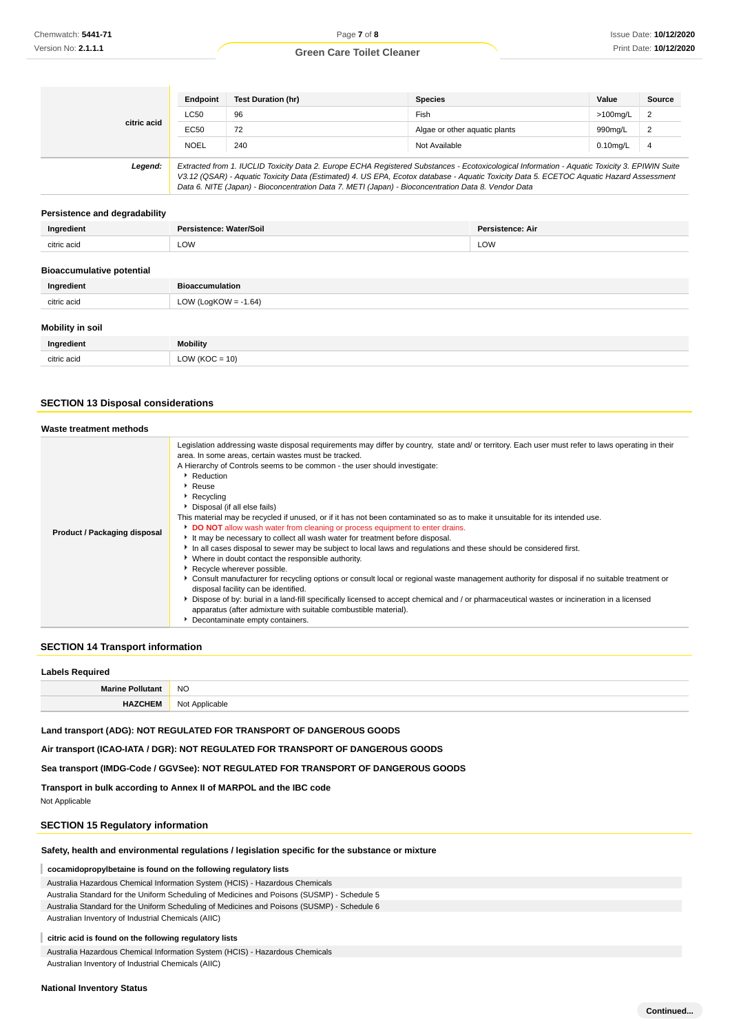| | Endpoint | Test Duration (hr) | Species | Value | Source |
|---|---|---|---|---|---|
| citric acid | LC50 | 96 | Fish | >100mg/L | 2 |
| | EC50 | 72 | Algae or other aquatic plants | 990mg/L | 2 |
| | NOEL | 240 | Not Available | 0.10mg/L | 4 |

**Legend:** *Extracted from 1. IUCLID Toxicity Data 2. Europe ECHA Registered Substances - Ecotoxicological Information - Aquatic Toxicity 3. EPIWIN Suite V3.12 (QSAR) - Aquatic Toxicity Data (Estimated) 4. US EPA, Ecotox database - Aquatic Toxicity Data 5. ECETOC Aquatic Hazard Assessment Data 6. NITE (Japan) - Bioconcentration Data 7. METI (Japan) - Bioconcentration Data 8. Vendor Data*

### Persistence and degradability

| Ingredient | Persistence: Water/Soil | Persistence: Air |
|---|---|---|
| citric acid | LOW | LOW |

### Bioaccumulative potential

| Ingredient | Bioaccumulation |
|---|---|
| citric acid | LOW (LogKOW = -1.64) |

### Mobility in soil

| Ingredient | Mobility |
|---|---|
| citric acid | LOW (KOC = 10) |

## SECTION 13 Disposal considerations

### Waste treatment methods

**Product / Packaging disposal**

Legislation addressing waste disposal requirements may differ by country, state and/ or territory. Each user must refer to laws operating in their area. In some areas, certain wastes must be tracked.

A Hierarchy of Controls seems to be common - the user should investigate:

- Reduction
- Reuse
- Recycling
- Disposal (if all else fails)

This material may be recycled if unused, or if it has not been contaminated so as to make it unsuitable for its intended use.

- **DO NOT** allow wash water from cleaning or process equipment to enter drains.
- It may be necessary to collect all wash water for treatment before disposal.
- In all cases disposal to sewer may be subject to local laws and regulations and these should be considered first.
- Where in doubt contact the responsible authority.
- Recycle wherever possible.
- Consult manufacturer for recycling options or consult local or regional waste management authority for disposal if no suitable treatment or disposal facility can be identified.
- Dispose of by: burial in a land-fill specifically licensed to accept chemical and / or pharmaceutical wastes or incineration in a licensed apparatus (after admixture with suitable combustible material).
- Decontaminate empty containers.

## SECTION 14 Transport information

### Labels Required

| | |
|---|---|
| **Marine Pollutant** | NO |
| **HAZCHEM** | Not Applicable |

**Land transport (ADG): NOT REGULATED FOR TRANSPORT OF DANGEROUS GOODS**

**Air transport (ICAO-IATA / DGR): NOT REGULATED FOR TRANSPORT OF DANGEROUS GOODS**

**Sea transport (IMDG-Code / GGVSee): NOT REGULATED FOR TRANSPORT OF DANGEROUS GOODS**

**Transport in bulk according to Annex II of MARPOL and the IBC code**

Not Applicable

## SECTION 15 Regulatory information

### Safety, health and environmental regulations / legislation specific for the substance or mixture

**cocamidopropylbetaine is found on the following regulatory lists**

Australia Hazardous Chemical Information System (HCIS) - Hazardous Chemicals
Australia Standard for the Uniform Scheduling of Medicines and Poisons (SUSMP) - Schedule 5
Australia Standard for the Uniform Scheduling of Medicines and Poisons (SUSMP) - Schedule 6
Australian Inventory of Industrial Chemicals (AIIC)

**citric acid is found on the following regulatory lists**

Australia Hazardous Chemical Information System (HCIS) - Hazardous Chemicals
Australian Inventory of Industrial Chemicals (AIIC)

### National Inventory Status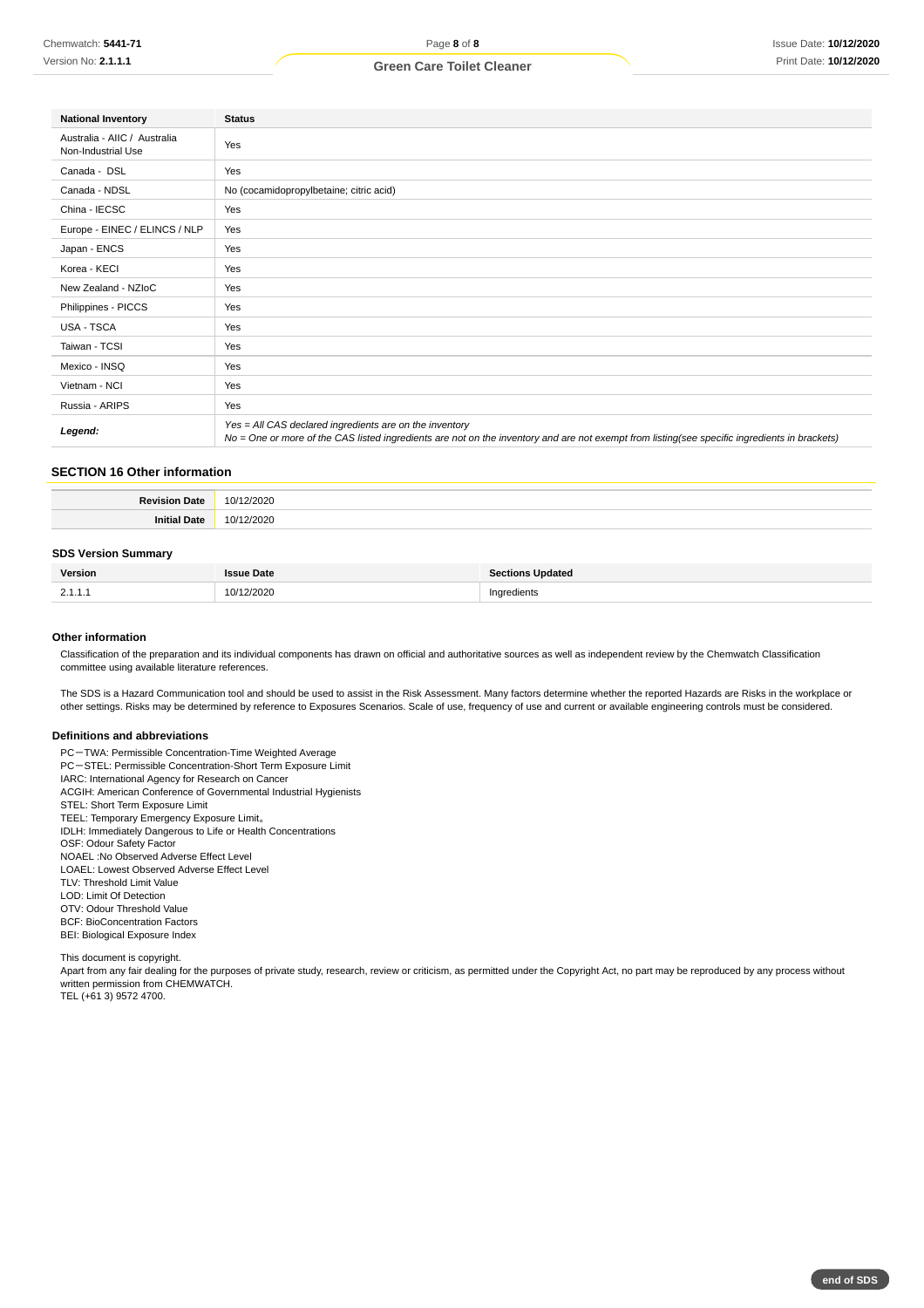| National Inventory | Status |
|---|---|
| Australia - AIIC / Australia Non-Industrial Use | Yes |
| Canada - DSL | Yes |
| Canada - NDSL | No (cocamidopropylbetaine; citric acid) |
| China - IECSC | Yes |
| Europe - EINEC / ELINCS / NLP | Yes |
| Japan - ENCS | Yes |
| Korea - KECI | Yes |
| New Zealand - NZIoC | Yes |
| Philippines - PICCS | Yes |
| USA - TSCA | Yes |
| Taiwan - TCSI | Yes |
| Mexico - INSQ | Yes |
| Vietnam - NCI | Yes |
| Russia - ARIPS | Yes |
| ***Legend:*** | *Yes = All CAS declared ingredients are on the inventory*<br>*No = One or more of the CAS listed ingredients are not on the inventory and are not exempt from listing(see specific ingredients in brackets)* |

## SECTION 16 Other information

| | |
|---|---|
| **Revision Date** | 10/12/2020 |
| **Initial Date** | 10/12/2020 |

### SDS Version Summary

| Version | Issue Date | Sections Updated |
|---|---|---|
| 2.1.1.1 | 10/12/2020 | Ingredients |

### Other information

Classification of the preparation and its individual components has drawn on official and authoritative sources as well as independent review by the Chemwatch Classification committee using available literature references.

The SDS is a Hazard Communication tool and should be used to assist in the Risk Assessment. Many factors determine whether the reported Hazards are Risks in the workplace or other settings. Risks may be determined by reference to Exposures Scenarios. Scale of use, frequency of use and current or available engineering controls must be considered.

### Definitions and abbreviations

PC－TWA: Permissible Concentration-Time Weighted Average
PC－STEL: Permissible Concentration-Short Term Exposure Limit
IARC: International Agency for Research on Cancer
ACGIH: American Conference of Governmental Industrial Hygienists
STEL: Short Term Exposure Limit
TEEL: Temporary Emergency Exposure Limit。
IDLH: Immediately Dangerous to Life or Health Concentrations
OSF: Odour Safety Factor
NOAEL :No Observed Adverse Effect Level
LOAEL: Lowest Observed Adverse Effect Level
TLV: Threshold Limit Value
LOD: Limit Of Detection
OTV: Odour Threshold Value
BCF: BioConcentration Factors
BEI: Biological Exposure Index

This document is copyright.
Apart from any fair dealing for the purposes of private study, research, review or criticism, as permitted under the Copyright Act, no part may be reproduced by any process without written permission from CHEMWATCH.
TEL (+61 3) 9572 4700.

**end of SDS**